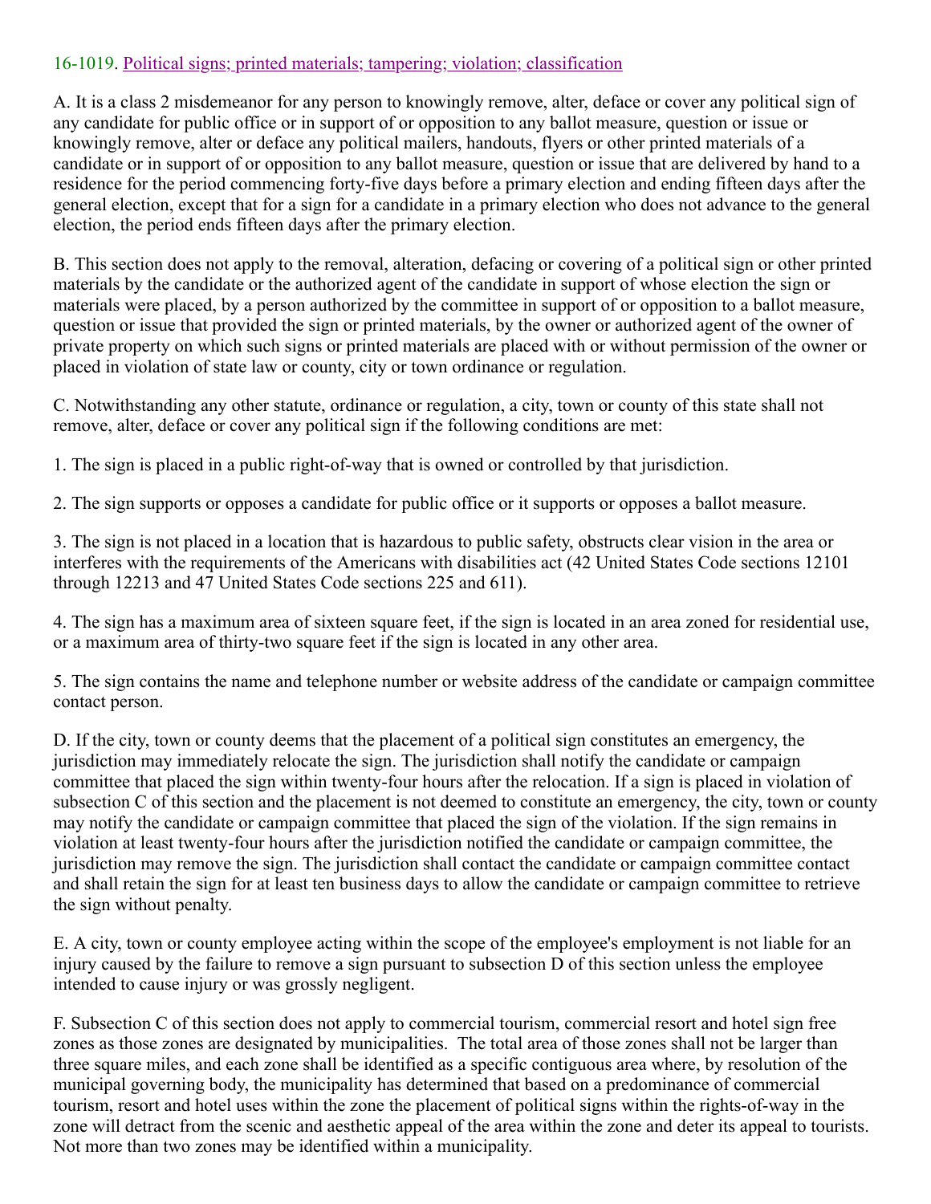16-1019. Political signs; printed materials; tampering; violation; classification

A. It is a class 2 misdemeanor for any person to knowingly remove, alter, deface or cover any political sign of any candidate for public office or in support of or opposition to any ballot measure, question or issue or knowingly remove, alter or deface any political mailers, handouts, flyers or other printed materials of a candidate or in support of or opposition to any ballot measure, question or issue that are delivered by hand to a residence for the period commencing forty-five days before a primary election and ending fifteen days after the general election, except that for a sign for a candidate in a primary election who does not advance to the general election, the period ends fifteen days after the primary election.

B. This section does not apply to the removal, alteration, defacing or covering of a political sign or other printed materials by the candidate or the authorized agent of the candidate in support of whose election the sign or materials were placed, by a person authorized by the committee in support of or opposition to a ballot measure, question or issue that provided the sign or printed materials, by the owner or authorized agent of the owner of private property on which such signs or printed materials are placed with or without permission of the owner or placed in violation of state law or county, city or town ordinance or regulation.

C. Notwithstanding any other statute, ordinance or regulation, a city, town or county of this state shall not remove, alter, deface or cover any political sign if the following conditions are met:

1. The sign is placed in a public right-of-way that is owned or controlled by that jurisdiction.

2. The sign supports or opposes a candidate for public office or it supports or opposes a ballot measure.

3. The sign is not placed in a location that is hazardous to public safety, obstructs clear vision in the area or interferes with the requirements of the Americans with disabilities act (42 United States Code sections 12101 through 12213 and 47 United States Code sections 225 and 611).

4. The sign has a maximum area of sixteen square feet, if the sign is located in an area zoned for residential use, or a maximum area of thirty-two square feet if the sign is located in any other area.

5. The sign contains the name and telephone number or website address of the candidate or campaign committee contact person.

D. If the city, town or county deems that the placement of a political sign constitutes an emergency, the jurisdiction may immediately relocate the sign. The jurisdiction shall notify the candidate or campaign committee that placed the sign within twenty-four hours after the relocation. If a sign is placed in violation of subsection C of this section and the placement is not deemed to constitute an emergency, the city, town or county may notify the candidate or campaign committee that placed the sign of the violation. If the sign remains in violation at least twenty-four hours after the jurisdiction notified the candidate or campaign committee, the jurisdiction may remove the sign. The jurisdiction shall contact the candidate or campaign committee contact and shall retain the sign for at least ten business days to allow the candidate or campaign committee to retrieve the sign without penalty.

E. A city, town or county employee acting within the scope of the employee's employment is not liable for an injury caused by the failure to remove a sign pursuant to subsection D of this section unless the employee intended to cause injury or was grossly negligent.

F. Subsection C of this section does not apply to commercial tourism, commercial resort and hotel sign free zones as those zones are designated by municipalities. The total area of those zones shall not be larger than three square miles, and each zone shall be identified as a specific contiguous area where, by resolution of the municipal governing body, the municipality has determined that based on a predominance of commercial tourism, resort and hotel uses within the zone the placement of political signs within the rights-of-way in the zone will detract from the scenic and aesthetic appeal of the area within the zone and deter its appeal to tourists. Not more than two zones may be identified within a municipality.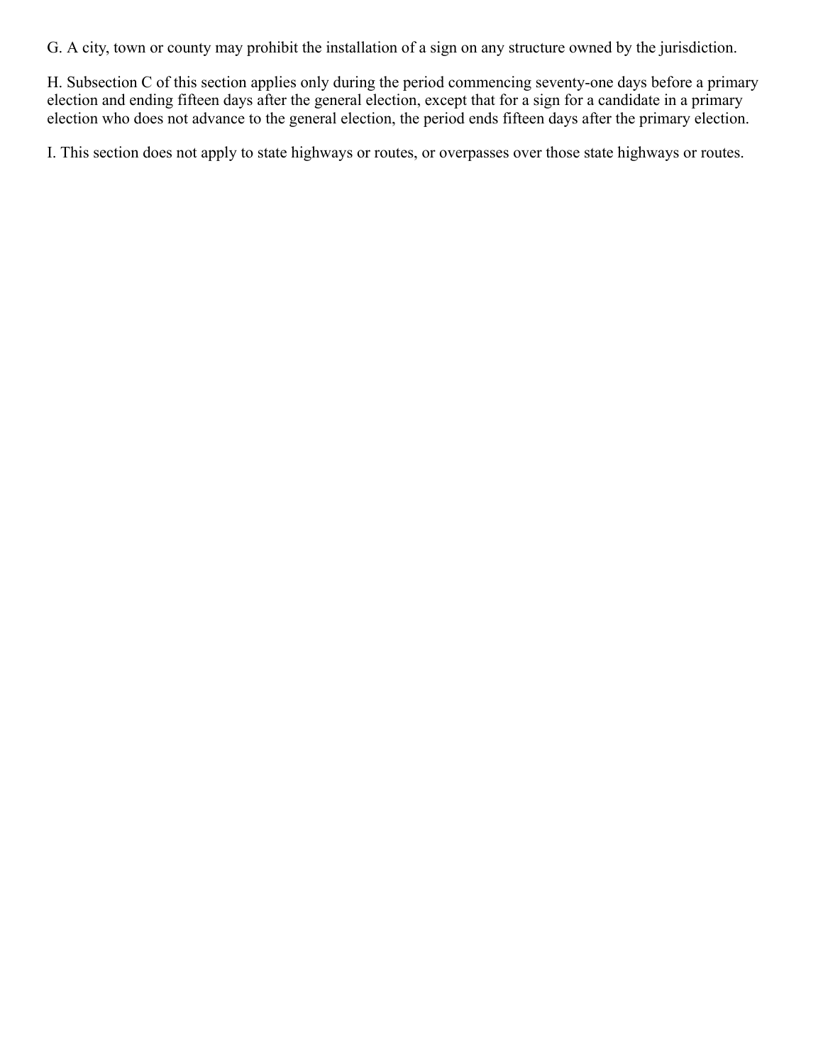G. A city, town or county may prohibit the installation of a sign on any structure owned by the jurisdiction.

H. Subsection C of this section applies only during the period commencing seventy-one days before a primary election and ending fifteen days after the general election, except that for a sign for a candidate in a primary election who does not advance to the general election, the period ends fifteen days after the primary election.

I. This section does not apply to state highways or routes, or overpasses over those state highways or routes.